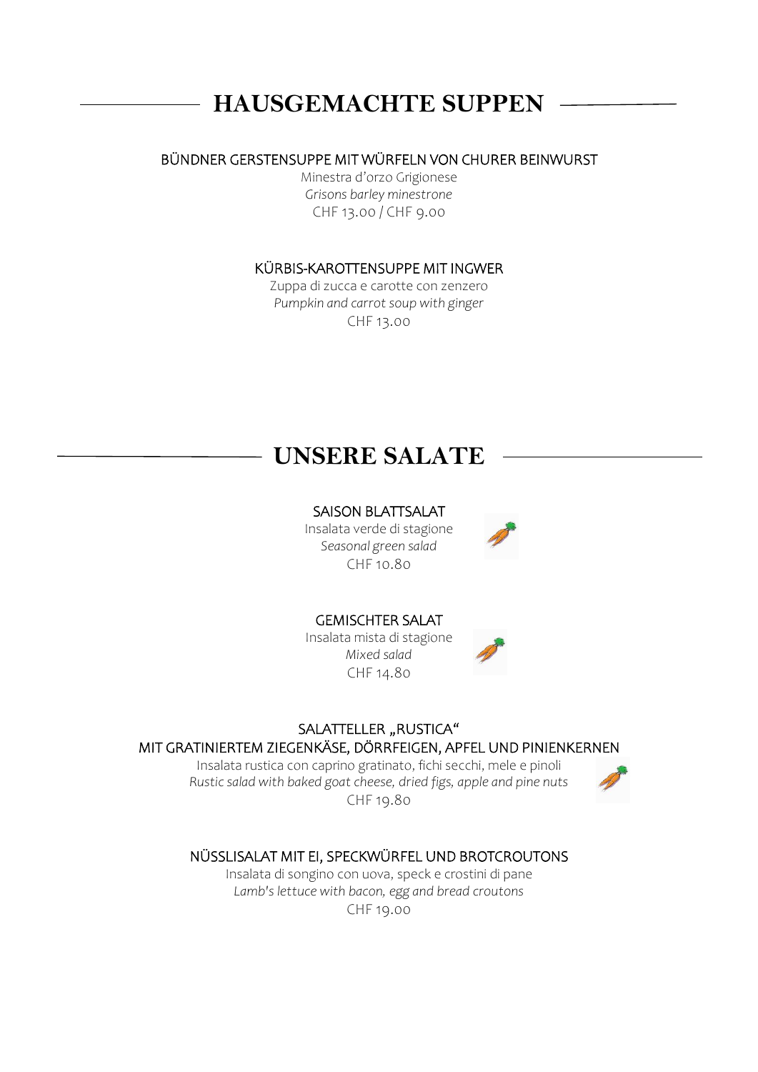## HAUSGEMACHTE SUPPEN

BÜNDNER GERSTENSUPPE MIT WÜRFELN VON CHURER BEINWURST
Minestra d'orzo Grigionese
*Grisons barley minestrone*
CHF 13.00 / CHF 9.00

KÜRBIS-KAROTTENSUPPE MIT INGWER
Zuppa di zucca e carotte con zenzero
*Pumpkin and carrot soup with ginger*
CHF 13.00

## UNSERE SALATE

SAISON BLATTSALAT
Insalata verde di stagione
*Seasonal green salad*
CHF 10.80

GEMISCHTER SALAT
Insalata mista di stagione
*Mixed salad*
CHF 14.80

SALATTELLER „RUSTICA"
MIT GRATINIERTEM ZIEGENKÄSE, DÖRRFEIGEN, APFEL UND PINIENKERNEN
Insalata rustica con caprino gratinato, fichi secchi, mele e pinoli
*Rustic salad with baked goat cheese, dried figs, apple and pine nuts*
CHF 19.80

NÜSSLISALAT MIT EI, SPECKWÜRFEL UND BROTCROUTONS
Insalata di songino con uova, speck e crostini di pane
*Lamb's lettuce with bacon, egg and bread croutons*
CHF 19.00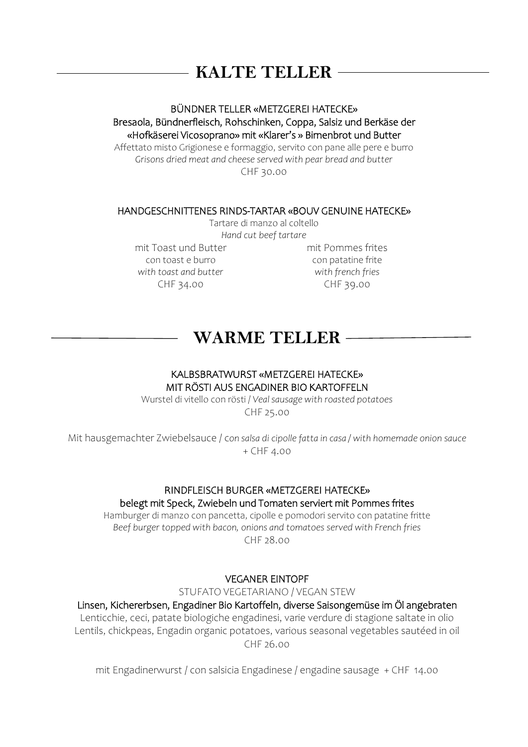## KALTE TELLER

BÜNDNER TELLER «METZGEREI HATECKE»
Bresaola, Bündnerfleisch, Rohschinken, Coppa, Salsiz und Berkäse der «Hofkäserei Vicosoprano» mit «Klarer's » Birnenbrot und Butter
Affettato misto Grigionese e formaggio, servito con pane alle pere e burro
*Grisons dried meat and cheese served with pear bread and butter*
CHF 30.00

HANDGESCHNITTENES RINDS-TARTAR «BOUV GENUINE HATECKE»
Tartare di manzo al coltello
*Hand cut beef tartare*

mit Toast und Butter
con toast e burro
*with toast and butter*
CHF 34.00

mit Pommes frites
con patatine frite
*with french fries*
CHF 39.00

## WARME TELLER

KALBSBRATWURST «METZGEREI HATECKE»
MIT RÖSTI AUS ENGADINER BIO KARTOFFELN
Wurstel di vitello con rösti / *Veal sausage with roasted potatoes*
CHF 25.00

Mit hausgemachter Zwiebelsauce / *con salsa di cipolle fatta in casa / with homemade onion sauce*
+ CHF 4.00

RINDFLEISCH BURGER «METZGEREI HATECKE»
belegt mit Speck, Zwiebeln und Tomaten serviert mit Pommes frites
Hamburger di manzo con pancetta, cipolle e pomodori servito con patatine fritte
*Beef burger topped with bacon, onions and tomatoes served with French fries*
CHF 28.00

VEGANER EINTOPF
STUFATO VEGETARIANO / VEGAN STEW
Linsen, Kichererbsen, Engadiner Bio Kartoffeln, diverse Saisongemüse im Öl angebraten
Lenticchie, ceci, patate biologiche engadinesi, varie verdure di stagione saltate in olio
Lentils, chickpeas, Engadin organic potatoes, various seasonal vegetables sautéed in oil
CHF 26.00

mit Engadinerwurst / con salsicia Engadinese / engadine sausage + CHF 14.00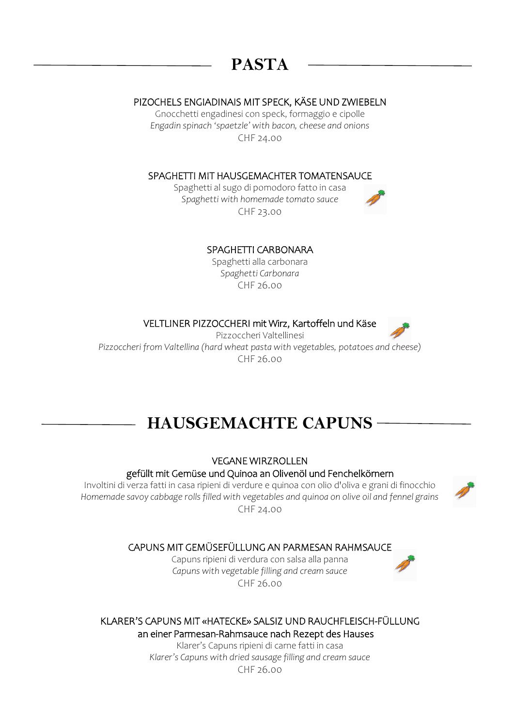# PASTA

PIZOCHELS ENGIADINAIS MIT SPECK, KÄSE UND ZWIEBELN
Gnocchetti engadinesi con speck, formaggio e cipolle
*Engadin spinach 'spaetzle' with bacon, cheese and onions*
CHF 24.00

SPAGHETTI MIT HAUSGEMACHTER TOMATENSAUCE
Spaghetti al sugo di pomodoro fatto in casa
*Spaghetti with homemade tomato sauce*
CHF 23.00

SPAGHETTI CARBONARA
Spaghetti alla carbonara
*Spaghetti Carbonara*
CHF 26.00

VELTLINER PIZZOCCHERI mit Wirz, Kartoffeln und Käse
Pizzoccheri Valtellinesi
*Pizzoccheri from Valtellina (hard wheat pasta with vegetables, potatoes and cheese)*
CHF 26.00

# HAUSGEMACHTE CAPUNS

VEGANE WIRZROLLEN
gefüllt mit Gemüse und Quinoa an Olivenöl und Fenchelkörnern
Involtini di verza fatti in casa ripieni di verdure e quinoa con olio d'oliva e grani di finocchio
*Homemade savoy cabbage rolls filled with vegetables and quinoa on olive oil and fennel grains*
CHF 24.00

CAPUNS MIT GEMÜSEFÜLLUNG AN PARMESAN RAHMSAUCE
Capuns ripieni di verdura con salsa alla panna
*Capuns with vegetable filling and cream sauce*
CHF 26.00

KLARER'S CAPUNS MIT «HATECKE» SALSIZ UND RAUCHFLEISCH-FÜLLUNG
an einer Parmesan-Rahmsauce nach Rezept des Hauses
Klarer's Capuns ripieni di carne fatti in casa
*Klarer's Capuns with dried sausage filling and cream sauce*
CHF 26.00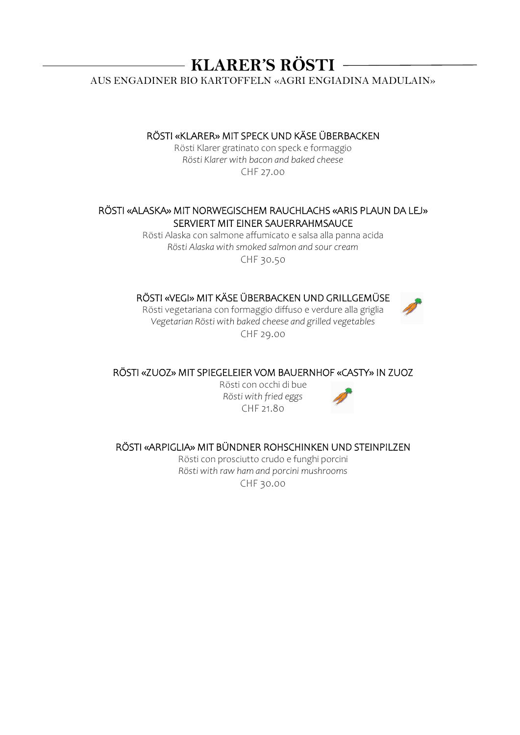# KLARER'S RÖSTI

AUS ENGADINER BIO KARTOFFELN «AGRI ENGIADINA MADULAIN»

RÖSTI «KLARER» MIT SPECK UND KÄSE ÜBERBACKEN

Rösti Klarer gratinato con speck e formaggio

*Rösti Klarer with bacon and baked cheese*

CHF 27.00

RÖSTI «ALASKA» MIT NORWEGISCHEM RAUCHLACHS «ARIS PLAUN DA LEJ» SERVIERT MIT EINER SAUERRAHMSAUCE

Rösti Alaska con salmone affumicato e salsa alla panna acida

*Rösti Alaska with smoked salmon and sour cream*

CHF 30.50

RÖSTI «VEGI» MIT KÄSE ÜBERBACKEN UND GRILLGEMÜSE

Rösti vegetariana con formaggio diffuso e verdure alla griglia

*Vegetarian Rösti with baked cheese and grilled vegetables*

CHF 29.00

RÖSTI «ZUOZ» MIT SPIEGELEIER VOM BAUERNHOF «CASTY» IN ZUOZ

Rösti con occhi di bue

*Rösti with fried eggs*

CHF 21.80

RÖSTI «ARPIGLIA» MIT BÜNDNER ROHSCHINKEN UND STEINPILZEN

Rösti con prosciutto crudo e funghi porcini

*Rösti with raw ham and porcini mushrooms*

CHF 30.00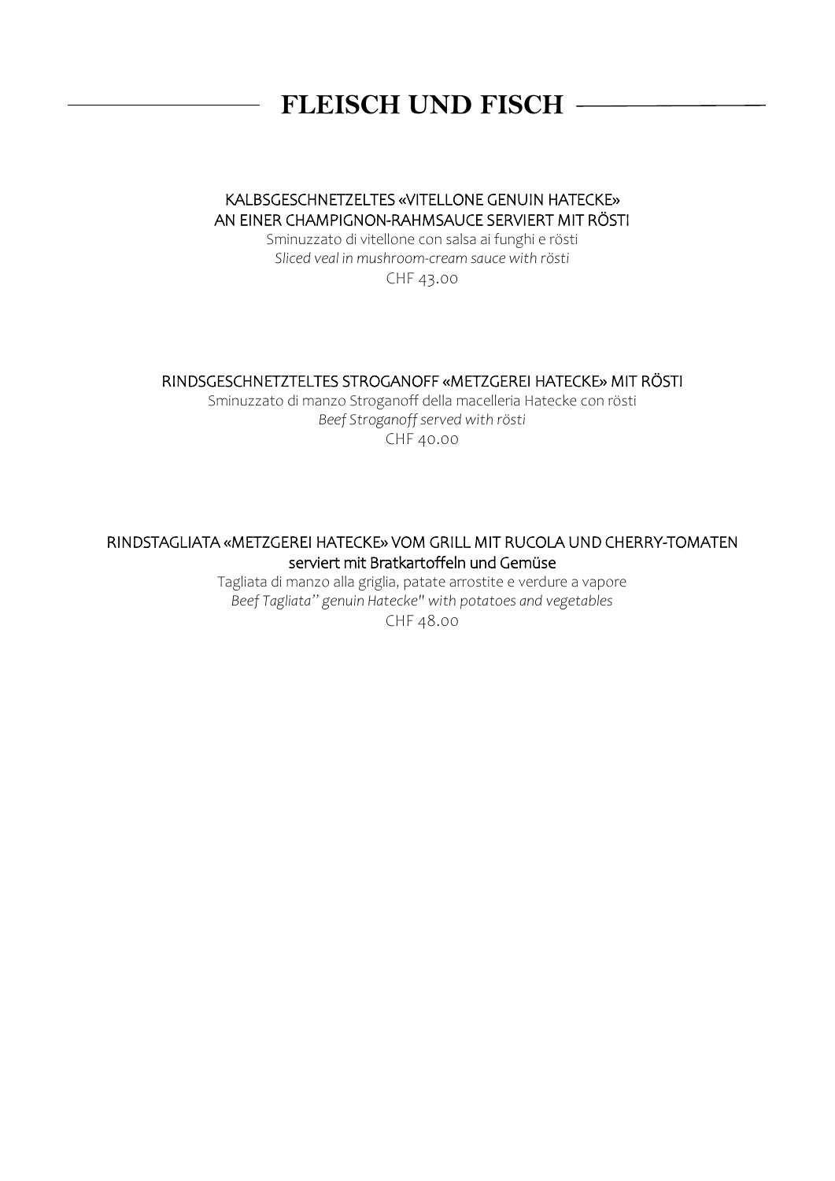# FLEISCH UND FISCH

KALBSGESCHNETZELTES «VITELLONE GENUIN HATECKE»
AN EINER CHAMPIGNON-RAHMSAUCE SERVIERT MIT RÖSTI

Sminuzzato di vitellone con salsa ai funghi e rösti

*Sliced veal in mushroom-cream sauce with rösti*

CHF 43.00

RINDSGESCHNETZTELTES STROGANOFF «METZGEREI HATECKE» MIT RÖSTI

Sminuzzato di manzo Stroganoff della macelleria Hatecke con rösti

*Beef Stroganoff served with rösti*

CHF 40.00

RINDSTAGLIATA «METZGEREI HATECKE» VOM GRILL MIT RUCOLA UND CHERRY-TOMATEN
serviert mit Bratkartoffeln und Gemüse

Tagliata di manzo alla griglia, patate arrostite e verdure a vapore

*Beef Tagliata" genuin Hatecke" with potatoes and vegetables*

CHF 48.00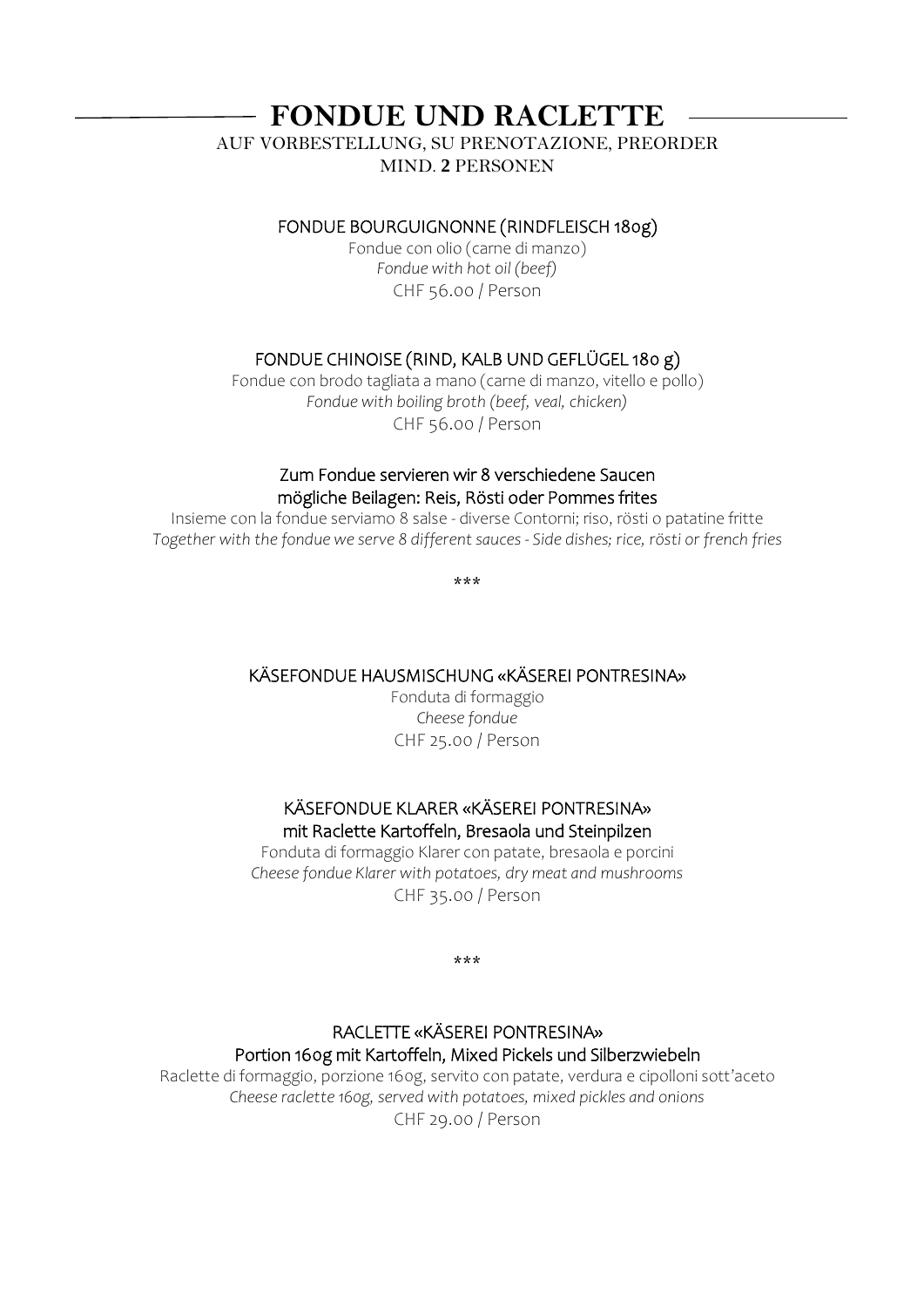# FONDUE UND RACLETTE

AUF VORBESTELLUNG, SU PRENOTAZIONE, PREORDER
MIND. **2** PERSONEN

### FONDUE BOURGUIGNONNE (RINDFLEISCH 180g)

Fondue con olio (carne di manzo)
*Fondue with hot oil (beef)*
CHF 56.00 / Person

### FONDUE CHINOISE (RIND, KALB UND GEFLÜGEL 180 g)

Fondue con brodo tagliata a mano (carne di manzo, vitello e pollo)
*Fondue with boiling broth (beef, veal, chicken)*
CHF 56.00 / Person

### Zum Fondue servieren wir 8 verschiedene Saucen
### mögliche Beilagen: Reis, Rösti oder Pommes frites

Insieme con la fondue serviamo 8 salse - diverse Contorni; riso, rösti o patatine fritte
*Together with the fondue we serve 8 different sauces - Side dishes; rice, rösti or french fries*

\*\*\*

### KÄSEFONDUE HAUSMISCHUNG «KÄSEREI PONTRESINA»

Fonduta di formaggio
*Cheese fondue*
CHF 25.00 / Person

### KÄSEFONDUE KLARER «KÄSEREI PONTRESINA»
### mit Raclette Kartoffeln, Bresaola und Steinpilzen

Fonduta di formaggio Klarer con patate, bresaola e porcini
*Cheese fondue Klarer with potatoes, dry meat and mushrooms*
CHF 35.00 / Person

\*\*\*

### RACLETTE «KÄSEREI PONTRESINA»
### Portion 160g mit Kartoffeln, Mixed Pickels und Silberzwiebeln

Raclette di formaggio, porzione 160g, servito con patate, verdura e cipolloni sott'aceto
*Cheese raclette 160g, served with potatoes, mixed pickles and onions*
CHF 29.00 / Person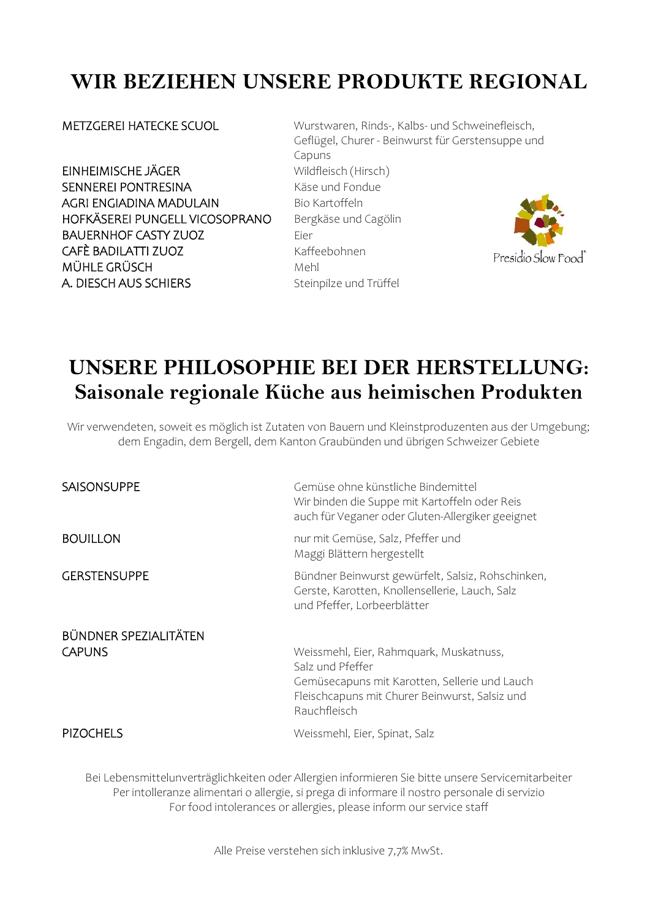# WIR BEZIEHEN UNSERE PRODUKTE REGIONAL

| | |
|---|---|
| METZGEREI HATECKE SCUOL | Wurstwaren, Rinds-, Kalbs- und Schweinefleisch, Geflügel, Churer - Beinwurst für Gerstensuppe und Capuns |
| EINHEIMISCHE JÄGER | Wildfleisch (Hirsch) |
| SENNEREI PONTRESINA | Käse und Fondue |
| AGRI ENGIADINA MADULAIN | Bio Kartoffeln |
| HOFKÄSEREI PUNGELL VICOSOPRANO | Bergkäse und Cagölin |
| BAUERNHOF CASTY ZUOZ | Eier |
| CAFÈ BADILATTI ZUOZ | Kaffeebohnen |
| MÜHLE GRÜSCH | Mehl |
| A. DIESCH AUS SCHIERS | Steinpilze und Trüffel |

Presidio Slow Food®

# UNSERE PHILOSOPHIE BEI DER HERSTELLUNG:
## Saisonale regionale Küche aus heimischen Produkten

Wir verwendeten, soweit es möglich ist Zutaten von Bauern und Kleinstproduzenten aus der Umgebung; dem Engadin, dem Bergell, dem Kanton Graubünden und übrigen Schweizer Gebiete

| | |
|---|---|
| SAISONSUPPE | Gemüse ohne künstliche Bindemittel<br>Wir binden die Suppe mit Kartoffeln oder Reis<br>auch für Veganer oder Gluten-Allergiker geeignet |
| BOUILLON | nur mit Gemüse, Salz, Pfeffer und Maggi Blättern hergestellt |
| GERSTENSUPPE | Bündner Beinwurst gewürfelt, Salsiz, Rohschinken, Gerste, Karotten, Knollensellerie, Lauch, Salz und Pfeffer, Lorbeerblätter |
| BÜNDNER SPEZIALITÄTEN | |
| CAPUNS | Weissmehl, Eier, Rahmquark, Muskatnuss, Salz und Pfeffer<br>Gemüsecapuns mit Karotten, Sellerie und Lauch<br>Fleischcapuns mit Churer Beinwurst, Salsiz und Rauchfleisch |
| PIZOCHELS | Weissmehl, Eier, Spinat, Salz |

Bei Lebensmittelunverträglichkeiten oder Allergien informieren Sie bitte unsere Servicemitarbeiter
Per intolleranze alimentari o allergie, si prega di informare il nostro personale di servizio
For food intolerances or allergies, please inform our service staff

Alle Preise verstehen sich inklusive 7,7% MwSt.